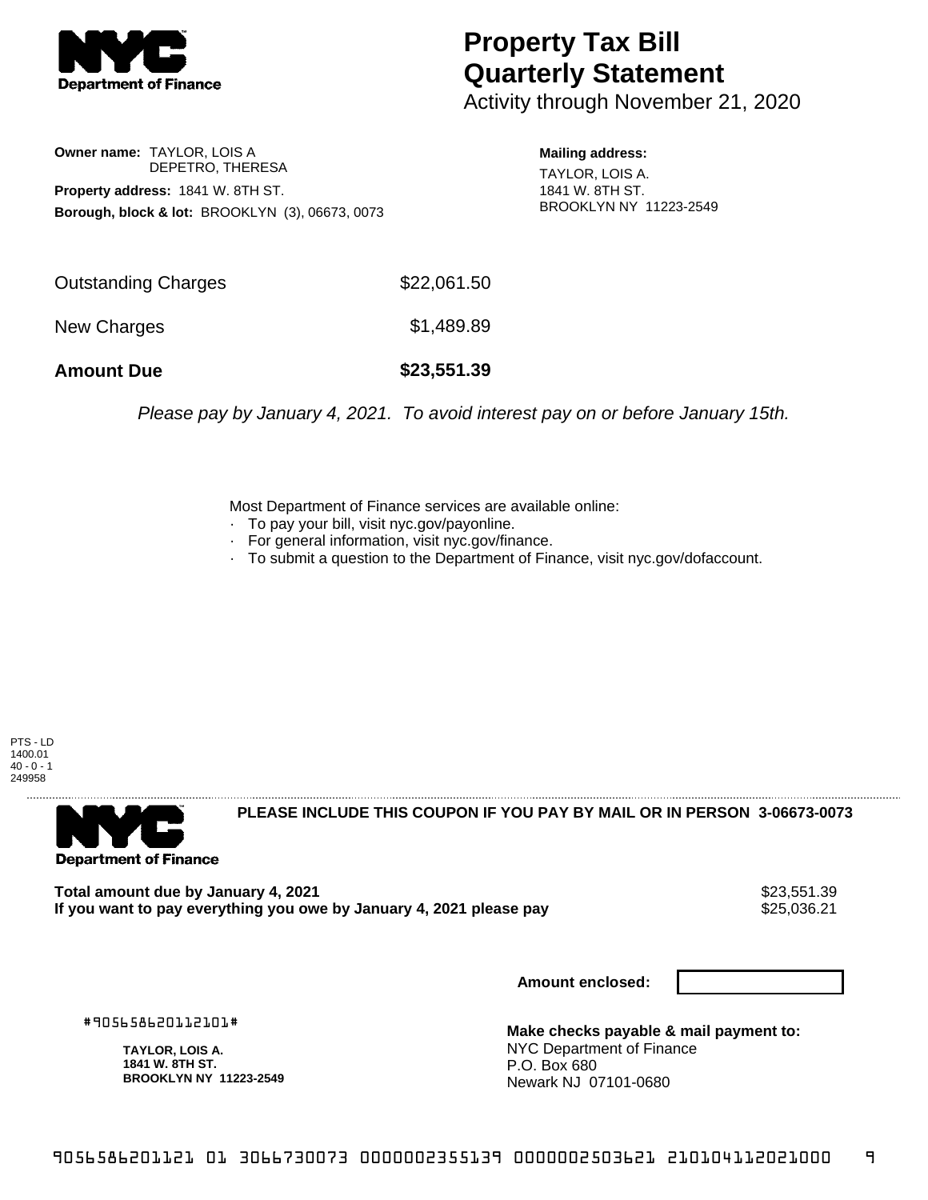# Property Tax Bill Quarterly Statement

Activity through November 21, 2020

**Owner name:** TAYLOR, LOIS A
DEPETRO, THERESA

**Property address:** 1841 W. 8TH ST.

**Borough, block & lot:** BROOKLYN (3), 06673, 0073

**Mailing address:**
TAYLOR, LOIS A.
1841 W. 8TH ST.
BROOKLYN NY 11223-2549

| | |
|---|---|
| Outstanding Charges | $22,061.50 |
| New Charges | $1,489.89 |
| **Amount Due** | **$23,551.39** |

*Please pay by January 4, 2021. To avoid interest pay on or before January 15th.*

Most Department of Finance services are available online:
- To pay your bill, visit nyc.gov/payonline.
- For general information, visit nyc.gov/finance.
- To submit a question to the Department of Finance, visit nyc.gov/dofaccount.

PTS - LD
1400.01
40 - 0 - 1
249958

**PLEASE INCLUDE THIS COUPON IF YOU PAY BY MAIL OR IN PERSON 3-06673-0073**

| | |
|---|---|
| **Total amount due by January 4, 2021** | $23,551.39 |
| **If you want to pay everything you owe by January 4, 2021 please pay** | $25,036.21 |

**Amount enclosed:**

#905658620112101#

**TAYLOR, LOIS A.**
**1841 W. 8TH ST.**
**BROOKLYN NY 11223-2549**

**Make checks payable & mail payment to:**
NYC Department of Finance
P.O. Box 680
Newark NJ 07101-0680

9056586201121 01 3066730073 0000002355139 0000002503621 210104112021000 9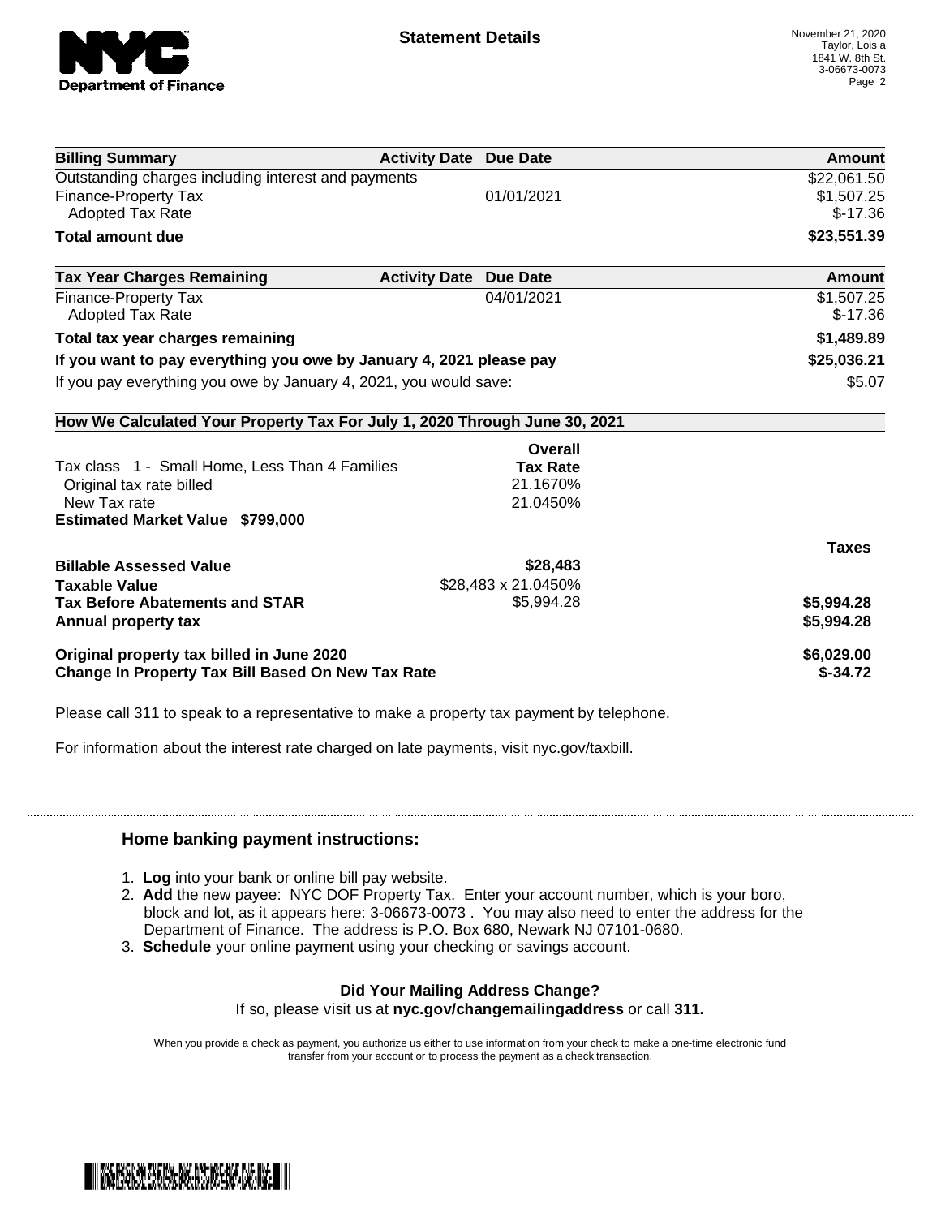**Statement Details**

November 21, 2020
Taylor, Lois a
1841 W. 8th St.
3-06673-0073

| Billing Summary | Activity Date | Due Date | Amount |
| --- | --- | --- | --- |
| Outstanding charges including interest and payments | | | $22,061.50 |
| Finance-Property Tax | | 01/01/2021 | $1,507.25 |
| Adopted Tax Rate | | | $-17.36 |
| **Total amount due** | | | **$23,551.39** |

| Tax Year Charges Remaining | Activity Date | Due Date | Amount |
| --- | --- | --- | --- |
| Finance-Property Tax | | 04/01/2021 | $1,507.25 |
| Adopted Tax Rate | | | $-17.36 |
| **Total tax year charges remaining** | | | **$1,489.89** |
| **If you want to pay everything you owe by January 4, 2021 please pay** | | | **$25,036.21** |
| If you pay everything you owe by January 4, 2021, you would save: | | | $5.07 |

**How We Calculated Your Property Tax For July 1, 2020 Through June 30, 2021**

| | Overall Tax Rate | Taxes |
| --- | --- | --- |
| Tax class 1 - Small Home, Less Than 4 Families | | |
| Original tax rate billed | 21.1670% | |
| New Tax rate | 21.0450% | |
| **Estimated Market Value $799,000** | | |
| **Billable Assessed Value** | **$28,483** | |
| **Taxable Value** | $28,483 x 21.0450% | |
| **Tax Before Abatements and STAR** | $5,994.28 | **$5,994.28** |
| **Annual property tax** | | **$5,994.28** |
| **Original property tax billed in June 2020** | | **$6,029.00** |
| **Change In Property Tax Bill Based On New Tax Rate** | | **$-34.72** |

Please call 311 to speak to a representative to make a property tax payment by telephone.

For information about the interest rate charged on late payments, visit nyc.gov/taxbill.

## Home banking payment instructions:

1. **Log** into your bank or online bill pay website.
2. **Add** the new payee: NYC DOF Property Tax. Enter your account number, which is your boro, block and lot, as it appears here: 3-06673-0073 . You may also need to enter the address for the Department of Finance. The address is P.O. Box 680, Newark NJ 07101-0680.
3. **Schedule** your online payment using your checking or savings account.

**Did Your Mailing Address Change?**
If so, please visit us at **nyc.gov/changemailingaddress** or call **311.**

When you provide a check as payment, you authorize us either to use information from your check to make a one-time electronic fund transfer from your account or to process the payment as a check transaction.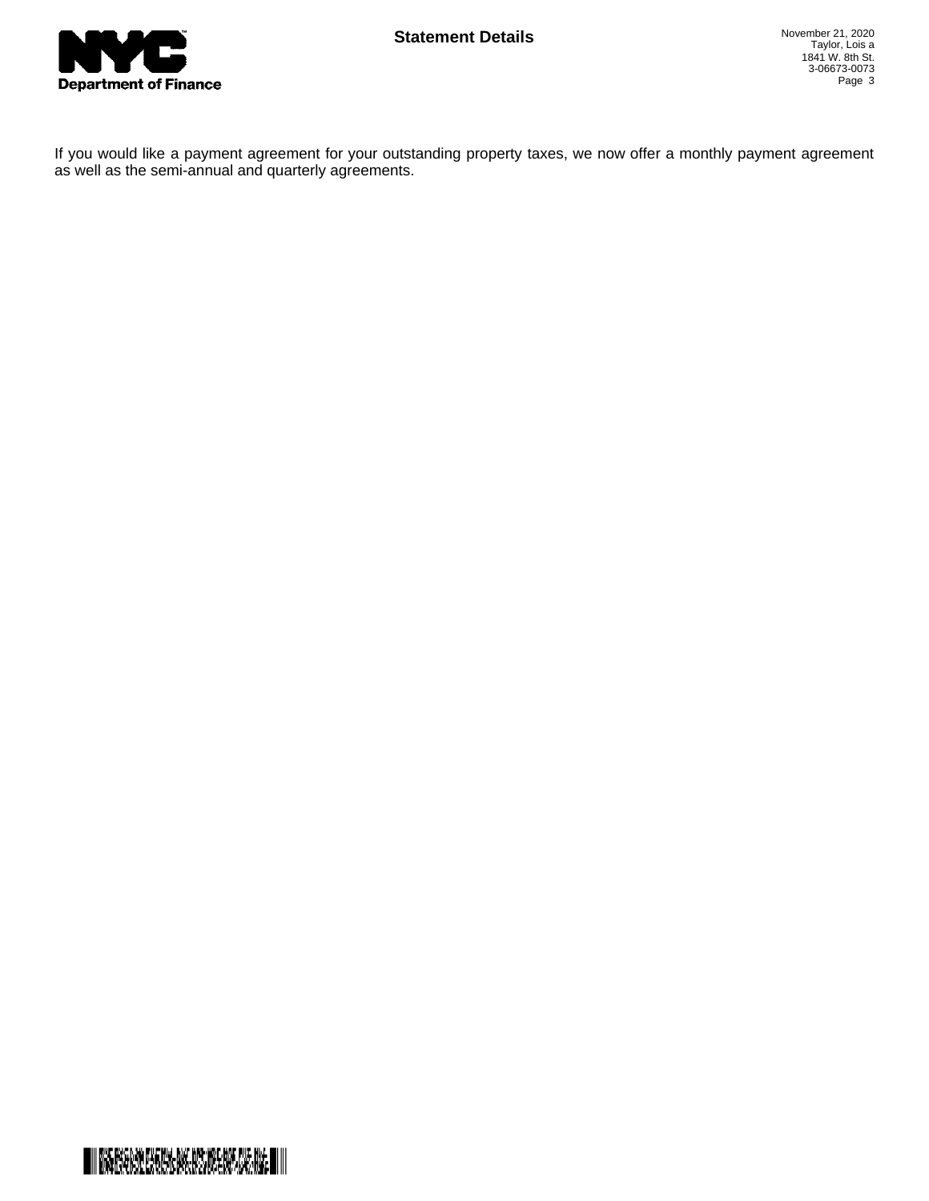If you would like a payment agreement for your outstanding property taxes, we now offer a monthly payment agreement as well as the semi-annual and quarterly agreements.